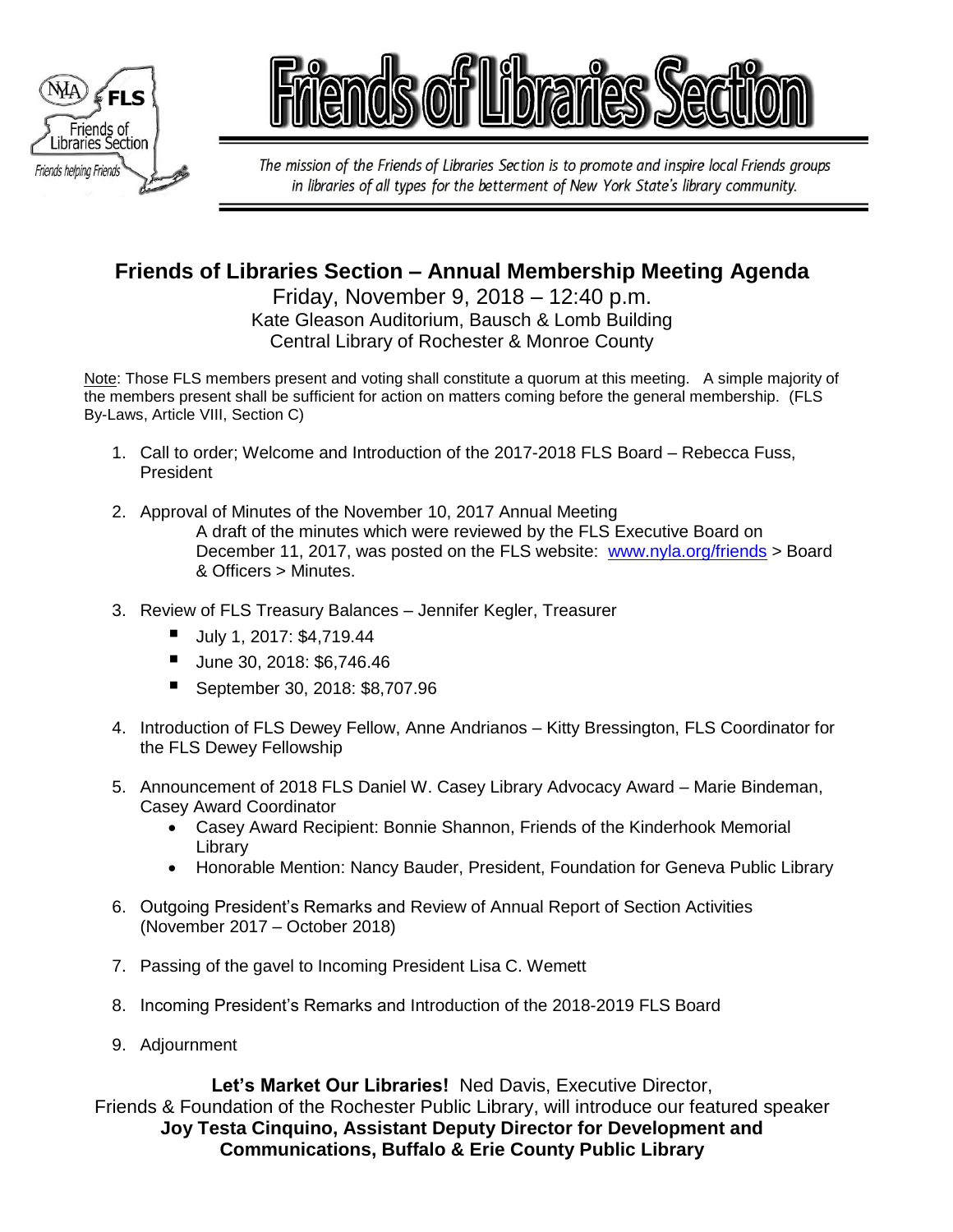# Friends of Libraries Section

*The mission of the Friends of Libraries Section is to promote and inspire local Friends groups in libraries of all types for the betterment of New York State's library community.*

## Friends of Libraries Section – Annual Membership Meeting Agenda

Friday, November 9, 2018 – 12:40 p.m.
Kate Gleason Auditorium, Bausch & Lomb Building
Central Library of Rochester & Monroe County

Note: Those FLS members present and voting shall constitute a quorum at this meeting. A simple majority of the members present shall be sufficient for action on matters coming before the general membership. (FLS By-Laws, Article VIII, Section C)

1. Call to order; Welcome and Introduction of the 2017-2018 FLS Board – Rebecca Fuss, President
2. Approval of Minutes of the November 10, 2017 Annual Meeting
   A draft of the minutes which were reviewed by the FLS Executive Board on December 11, 2017, was posted on the FLS website: www.nyla.org/friends > Board & Officers > Minutes.
3. Review of FLS Treasury Balances – Jennifer Kegler, Treasurer
   - July 1, 2017: $4,719.44
   - June 30, 2018: $6,746.46
   - September 30, 2018: $8,707.96
4. Introduction of FLS Dewey Fellow, Anne Andrianos – Kitty Bressington, FLS Coordinator for the FLS Dewey Fellowship
5. Announcement of 2018 FLS Daniel W. Casey Library Advocacy Award – Marie Bindeman, Casey Award Coordinator
   - Casey Award Recipient: Bonnie Shannon, Friends of the Kinderhook Memorial Library
   - Honorable Mention: Nancy Bauder, President, Foundation for Geneva Public Library
6. Outgoing President's Remarks and Review of Annual Report of Section Activities (November 2017 – October 2018)
7. Passing of the gavel to Incoming President Lisa C. Wemett
8. Incoming President's Remarks and Introduction of the 2018-2019 FLS Board
9. Adjournment

**Let's Market Our Libraries!** Ned Davis, Executive Director, Friends & Foundation of the Rochester Public Library, will introduce our featured speaker **Joy Testa Cinquino, Assistant Deputy Director for Development and Communications, Buffalo & Erie County Public Library**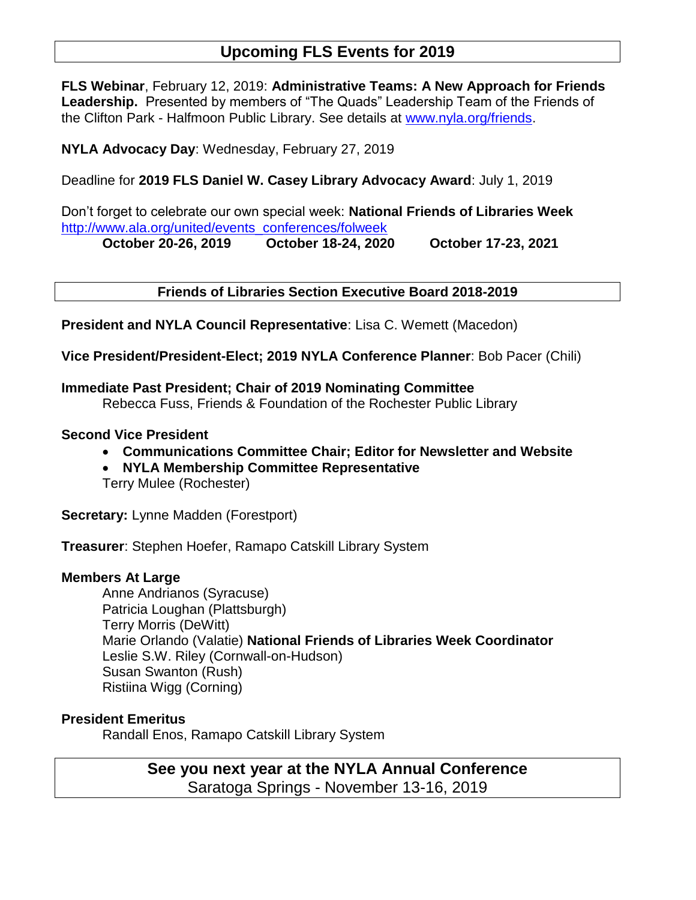## Upcoming FLS Events for 2019

**FLS Webinar**, February 12, 2019: **Administrative Teams: A New Approach for Friends Leadership.** Presented by members of "The Quads" Leadership Team of the Friends of the Clifton Park - Halfmoon Public Library. See details at www.nyla.org/friends.

**NYLA Advocacy Day**: Wednesday, February 27, 2019

Deadline for **2019 FLS Daniel W. Casey Library Advocacy Award**: July 1, 2019

Don't forget to celebrate our own special week: **National Friends of Libraries Week**
http://www.ala.org/united/events_conferences/folweek

**October 20-26, 2019** **October 18-24, 2020** **October 17-23, 2021**

### Friends of Libraries Section Executive Board 2018-2019

**President and NYLA Council Representative**: Lisa C. Wemett (Macedon)

**Vice President/President-Elect; 2019 NYLA Conference Planner**: Bob Pacer (Chili)

**Immediate Past President; Chair of 2019 Nominating Committee**
Rebecca Fuss, Friends & Foundation of the Rochester Public Library

**Second Vice President**

- **Communications Committee Chair; Editor for Newsletter and Website**
- **NYLA Membership Committee Representative**

Terry Mulee (Rochester)

**Secretary:** Lynne Madden (Forestport)

**Treasurer**: Stephen Hoefer, Ramapo Catskill Library System

**Members At Large**
Anne Andrianos (Syracuse)
Patricia Loughan (Plattsburgh)
Terry Morris (DeWitt)
Marie Orlando (Valatie) **National Friends of Libraries Week Coordinator**
Leslie S.W. Riley (Cornwall-on-Hudson)
Susan Swanton (Rush)
Ristiina Wigg (Corning)

**President Emeritus**
Randall Enos, Ramapo Catskill Library System

**See you next year at the NYLA Annual Conference**
Saratoga Springs - November 13-16, 2019